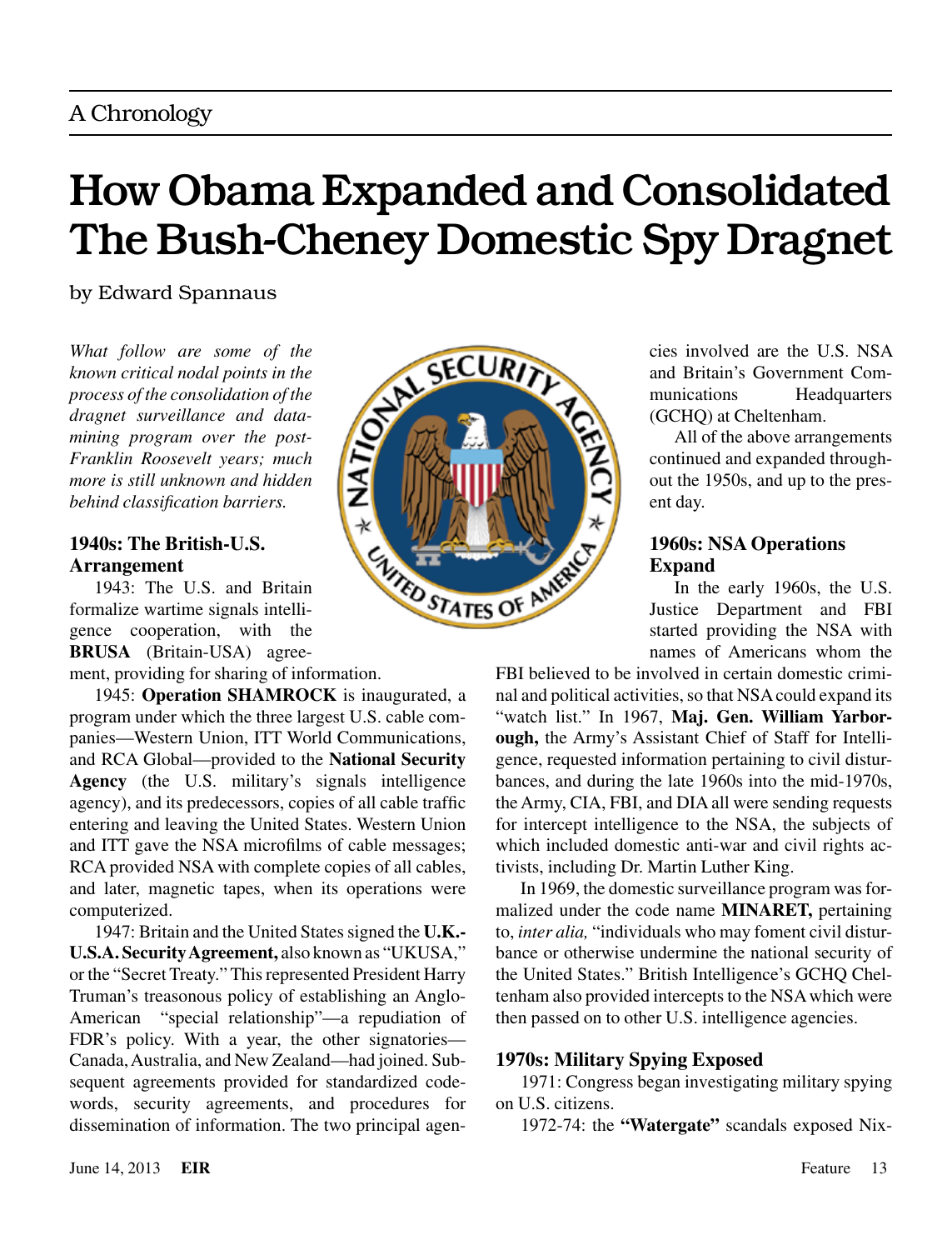A Chronology

# How Obama Expanded and Consolidated The Bush-Cheney Domestic Spy Dragnet

by Edward Spannaus

*What follow are some of the known critical nodal points in the process of the consolidation of the dragnet surveillance and data-mining program over the post-Franklin Roosevelt years; much more is still unknown and hidden behind classification barriers.*

### 1940s: The British-U.S. Arrangement

1943: The U.S. and Britain formalize wartime signals intelligence cooperation, with the **BRUSA** (Britain-USA) agreement, providing for sharing of information.

1945: **Operation SHAMROCK** is inaugurated, a program under which the three largest U.S. cable companies—Western Union, ITT World Communications, and RCA Global—provided to the **National Security Agency** (the U.S. military's signals intelligence agency), and its predecessors, copies of all cable traffic entering and leaving the United States. Western Union and ITT gave the NSA microfilms of cable messages; RCA provided NSA with complete copies of all cables, and later, magnetic tapes, when its operations were computerized.

1947: Britain and the United States signed the **U.K.-U.S.A. Security Agreement,** also known as "UKUSA," or the "Secret Treaty." This represented President Harry Truman's treasonous policy of establishing an Anglo-American "special relationship"—a repudiation of FDR's policy. With a year, the other signatories—Canada, Australia, and New Zealand—had joined. Subsequent agreements provided for standardized codewords, security agreements, and procedures for dissemination of information. The two principal agencies involved are the U.S. NSA and Britain's Government Communications Headquarters (GCHQ) at Cheltenham.

All of the above arrangements continued and expanded throughout the 1950s, and up to the present day.

### 1960s: NSA Operations Expand

In the early 1960s, the U.S. Justice Department and FBI started providing the NSA with names of Americans whom the FBI believed to be involved in certain domestic criminal and political activities, so that NSA could expand its "watch list." In 1967, **Maj. Gen. William Yarborough,** the Army's Assistant Chief of Staff for Intelligence, requested information pertaining to civil disturbances, and during the late 1960s into the mid-1970s, the Army, CIA, FBI, and DIA all were sending requests for intercept intelligence to the NSA, the subjects of which included domestic anti-war and civil rights activists, including Dr. Martin Luther King.

In 1969, the domestic surveillance program was formalized under the code name **MINARET,** pertaining to, *inter alia,* "individuals who may foment civil disturbance or otherwise undermine the national security of the United States." British Intelligence's GCHQ Cheltenham also provided intercepts to the NSA which were then passed on to other U.S. intelligence agencies.

### 1970s: Military Spying Exposed

1971: Congress began investigating military spying on U.S. citizens.

1972-74: the **"Watergate"** scandals exposed Nix-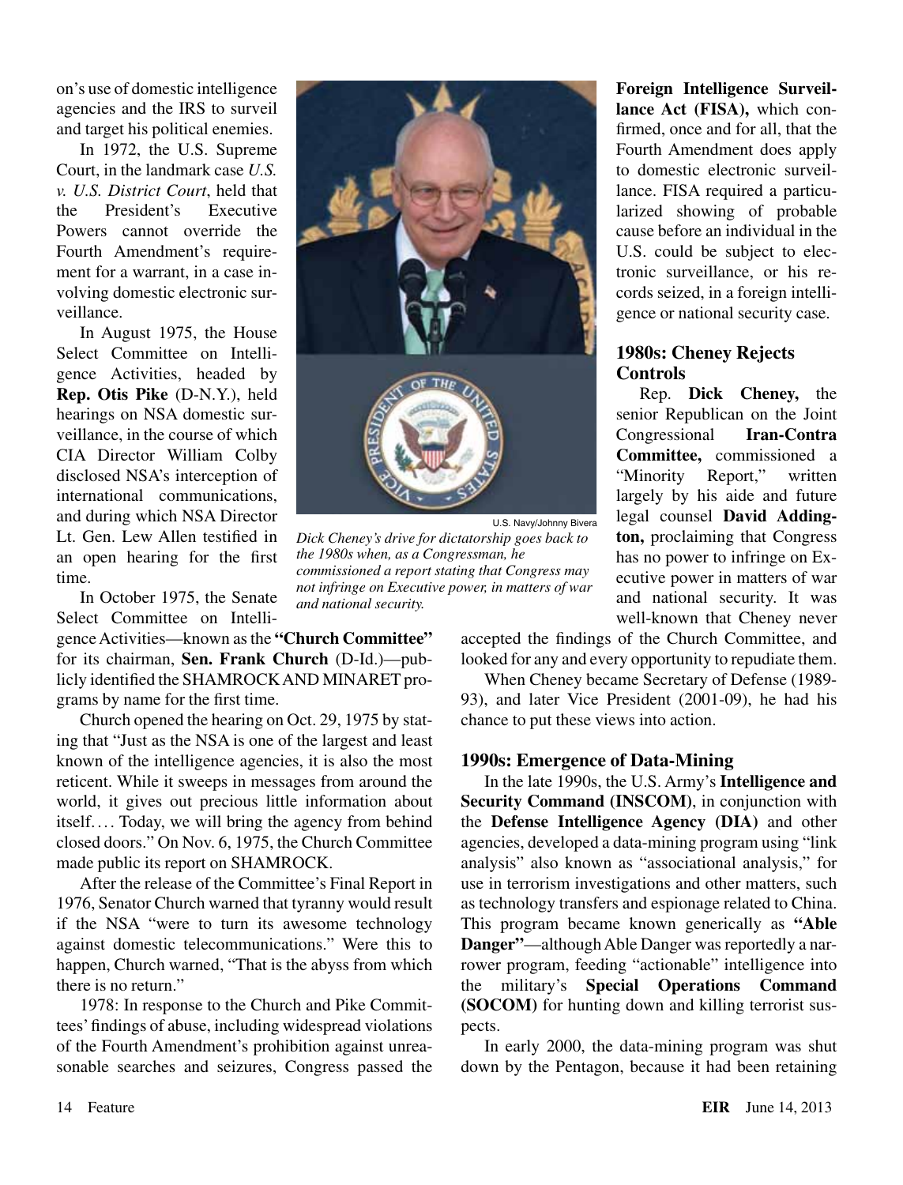on's use of domestic intelligence agencies and the IRS to surveil and target his political enemies.

In 1972, the U.S. Supreme Court, in the landmark case *U.S. v. U.S. District Court*, held that the President's Executive Powers cannot override the Fourth Amendment's requirement for a warrant, in a case involving domestic electronic surveillance.

In August 1975, the House Select Committee on Intelligence Activities, headed by **Rep. Otis Pike** (D-N.Y.), held hearings on NSA domestic surveillance, in the course of which CIA Director William Colby disclosed NSA's interception of international communications, and during which NSA Director Lt. Gen. Lew Allen testified in an open hearing for the first time.

In October 1975, the Senate Select Committee on Intelligence Activities—known as the **"Church Committee"** for its chairman, **Sen. Frank Church** (D-Id.)—publicly identified the SHAMROCK AND MINARET programs by name for the first time.

Church opened the hearing on Oct. 29, 1975 by stating that "Just as the NSA is one of the largest and least known of the intelligence agencies, it is also the most reticent. While it sweeps in messages from around the world, it gives out precious little information about itself.... Today, we will bring the agency from behind closed doors." On Nov. 6, 1975, the Church Committee made public its report on SHAMROCK.

After the release of the Committee's Final Report in 1976, Senator Church warned that tyranny would result if the NSA "were to turn its awesome technology against domestic telecommunications." Were this to happen, Church warned, "That is the abyss from which there is no return."

1978: In response to the Church and Pike Committees' findings of abuse, including widespread violations of the Fourth Amendment's prohibition against unreasonable searches and seizures, Congress passed the **Foreign Intelligence Surveillance Act (FISA),** which confirmed, once and for all, that the Fourth Amendment does apply to domestic electronic surveillance. FISA required a particularized showing of probable cause before an individual in the U.S. could be subject to electronic surveillance, or his records seized, in a foreign intelligence or national security case.

U.S. Navy/Johnny Bivera

*Dick Cheney's drive for dictatorship goes back to the 1980s when, as a Congressman, he commissioned a report stating that Congress may not infringe on Executive power, in matters of war and national security.*

## 1980s: Cheney Rejects Controls

Rep. **Dick Cheney,** the senior Republican on the Joint Congressional **Iran-Contra Committee,** commissioned a "Minority Report," written largely by his aide and future legal counsel **David Addington,** proclaiming that Congress has no power to infringe on Executive power in matters of war and national security. It was well-known that Cheney never accepted the findings of the Church Committee, and looked for any and every opportunity to repudiate them.

When Cheney became Secretary of Defense (1989-93), and later Vice President (2001-09), he had his chance to put these views into action.

## 1990s: Emergence of Data-Mining

In the late 1990s, the U.S. Army's **Intelligence and Security Command (INSCOM)**, in conjunction with the **Defense Intelligence Agency (DIA)** and other agencies, developed a data-mining program using "link analysis" also known as "associational analysis," for use in terrorism investigations and other matters, such as technology transfers and espionage related to China. This program became known generically as **"Able Danger"**—although Able Danger was reportedly a narrower program, feeding "actionable" intelligence into the military's **Special Operations Command (SOCOM)** for hunting down and killing terrorist suspects.

In early 2000, the data-mining program was shut down by the Pentagon, because it had been retaining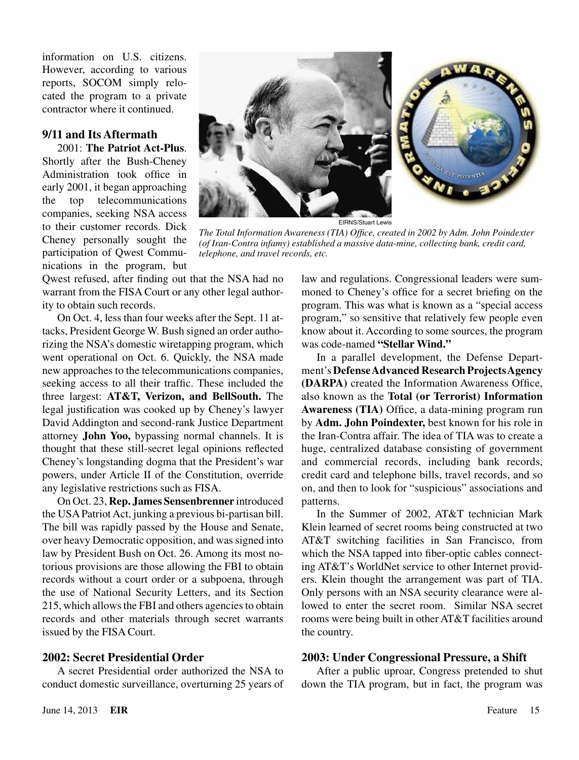information on U.S. citizens. However, according to various reports, SOCOM simply relocated the program to a private contractor where it continued.

## 9/11 and Its Aftermath

2001: **The Patriot Act-Plus**. Shortly after the Bush-Cheney Administration took office in early 2001, it began approaching the top telecommunications companies, seeking NSA access to their customer records. Dick Cheney personally sought the participation of Qwest Communications in the program, but Qwest refused, after finding out that the NSA had no warrant from the FISA Court or any other legal authority to obtain such records.

EIRNS/Stuart Lewis

*The Total Information Awareness (TIA) Office, created in 2002 by Adm. John Poindexter (of Iran-Contra infamy) established a massive data-mine, collecting bank, credit card, telephone, and travel records, etc.*

On Oct. 4, less than four weeks after the Sept. 11 attacks, President George W. Bush signed an order authorizing the NSA's domestic wiretapping program, which went operational on Oct. 6. Quickly, the NSA made new approaches to the telecommunications companies, seeking access to all their traffic. These included the three largest: **AT&T, Verizon, and BellSouth.** The legal justification was cooked up by Cheney's lawyer David Addington and second-rank Justice Department attorney **John Yoo,** bypassing normal channels. It is thought that these still-secret legal opinions reflected Cheney's longstanding dogma that the President's war powers, under Article II of the Constitution, override any legislative restrictions such as FISA.

On Oct. 23, **Rep. James Sensenbrenner** introduced the USA Patriot Act, junking a previous bi-partisan bill. The bill was rapidly passed by the House and Senate, over heavy Democratic opposition, and was signed into law by President Bush on Oct. 26. Among its most notorious provisions are those allowing the FBI to obtain records without a court order or a subpoena, through the use of National Security Letters, and its Section 215, which allows the FBI and others agencies to obtain records and other materials through secret warrants issued by the FISA Court.

## 2002: Secret Presidential Order

A secret Presidential order authorized the NSA to conduct domestic surveillance, overturning 25 years of law and regulations. Congressional leaders were summoned to Cheney's office for a secret briefing on the program. This was what is known as a "special access program," so sensitive that relatively few people even know about it. According to some sources, the program was code-named **"Stellar Wind."**

In a parallel development, the Defense Department's **Defense Advanced Research Projects Agency (DARPA)** created the Information Awareness Office, also known as the **Total (or Terrorist) Information Awareness (TIA)** Office, a data-mining program run by **Adm. John Poindexter,** best known for his role in the Iran-Contra affair. The idea of TIA was to create a huge, centralized database consisting of government and commercial records, including bank records, credit card and telephone bills, travel records, and so on, and then to look for "suspicious" associations and patterns.

In the Summer of 2002, AT&T technician Mark Klein learned of secret rooms being constructed at two AT&T switching facilities in San Francisco, from which the NSA tapped into fiber-optic cables connecting AT&T's WorldNet service to other Internet providers. Klein thought the arrangement was part of TIA. Only persons with an NSA security clearance were allowed to enter the secret room. Similar NSA secret rooms were being built in other AT&T facilities around the country.

## 2003: Under Congressional Pressure, a Shift

After a public uproar, Congress pretended to shut down the TIA program, but in fact, the program was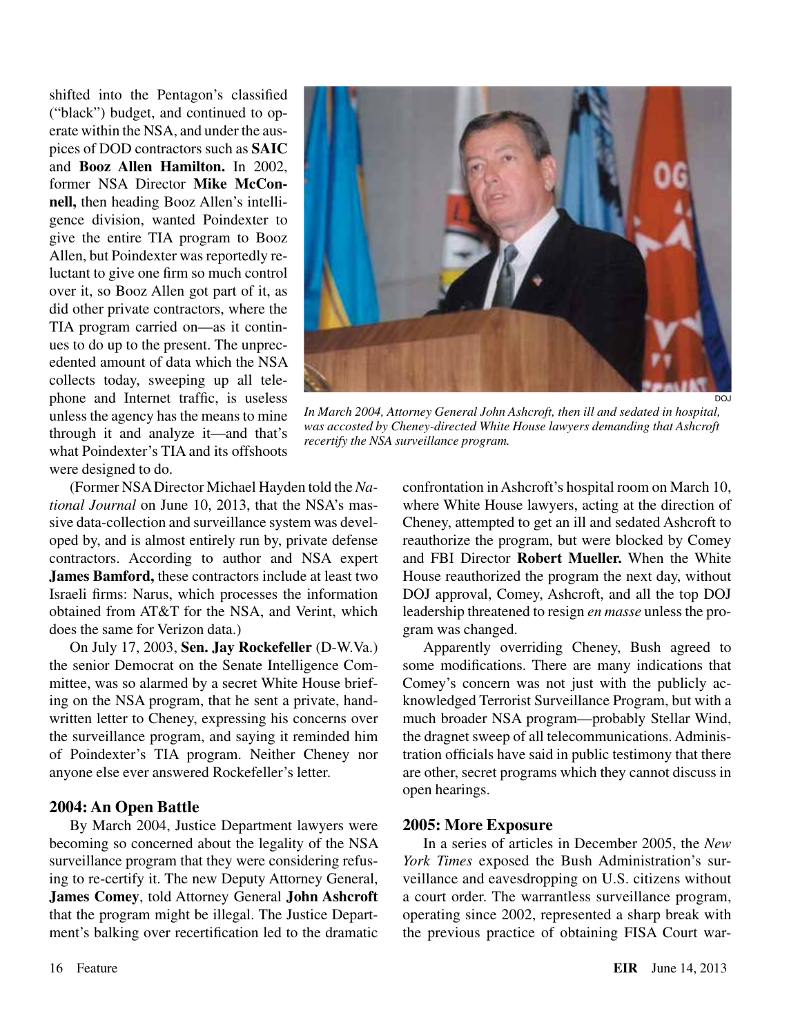shifted into the Pentagon's classified ("black") budget, and continued to operate within the NSA, and under the auspices of DOD contractors such as **SAIC** and **Booz Allen Hamilton.** In 2002, former NSA Director **Mike McConnell,** then heading Booz Allen's intelligence division, wanted Poindexter to give the entire TIA program to Booz Allen, but Poindexter was reportedly reluctant to give one firm so much control over it, so Booz Allen got part of it, as did other private contractors, where the TIA program carried on—as it continues to do up to the present. The unprecedented amount of data which the NSA collects today, sweeping up all telephone and Internet traffic, is useless unless the agency has the means to mine through it and analyze it—and that's what Poindexter's TIA and its offshoots were designed to do.

DOJ

*In March 2004, Attorney General John Ashcroft, then ill and sedated in hospital, was accosted by Cheney-directed White House lawyers demanding that Ashcroft recertify the NSA surveillance program.*

(Former NSA Director Michael Hayden told the *National Journal* on June 10, 2013, that the NSA's massive data-collection and surveillance system was developed by, and is almost entirely run by, private defense contractors. According to author and NSA expert **James Bamford,** these contractors include at least two Israeli firms: Narus, which processes the information obtained from AT&T for the NSA, and Verint, which does the same for Verizon data.)

On July 17, 2003, **Sen. Jay Rockefeller** (D-W.Va.) the senior Democrat on the Senate Intelligence Committee, was so alarmed by a secret White House briefing on the NSA program, that he sent a private, handwritten letter to Cheney, expressing his concerns over the surveillance program, and saying it reminded him of Poindexter's TIA program. Neither Cheney nor anyone else ever answered Rockefeller's letter.

## 2004: An Open Battle

By March 2004, Justice Department lawyers were becoming so concerned about the legality of the NSA surveillance program that they were considering refusing to re-certify it. The new Deputy Attorney General, **James Comey**, told Attorney General **John Ashcroft** that the program might be illegal. The Justice Department's balking over recertification led to the dramatic confrontation in Ashcroft's hospital room on March 10, where White House lawyers, acting at the direction of Cheney, attempted to get an ill and sedated Ashcroft to reauthorize the program, but were blocked by Comey and FBI Director **Robert Mueller.** When the White House reauthorized the program the next day, without DOJ approval, Comey, Ashcroft, and all the top DOJ leadership threatened to resign *en masse* unless the program was changed.

Apparently overriding Cheney, Bush agreed to some modifications. There are many indications that Comey's concern was not just with the publicly acknowledged Terrorist Surveillance Program, but with a much broader NSA program—probably Stellar Wind, the dragnet sweep of all telecommunications. Administration officials have said in public testimony that there are other, secret programs which they cannot discuss in open hearings.

## 2005: More Exposure

In a series of articles in December 2005, the *New York Times* exposed the Bush Administration's surveillance and eavesdropping on U.S. citizens without a court order. The warrantless surveillance program, operating since 2002, represented a sharp break with the previous practice of obtaining FISA Court war-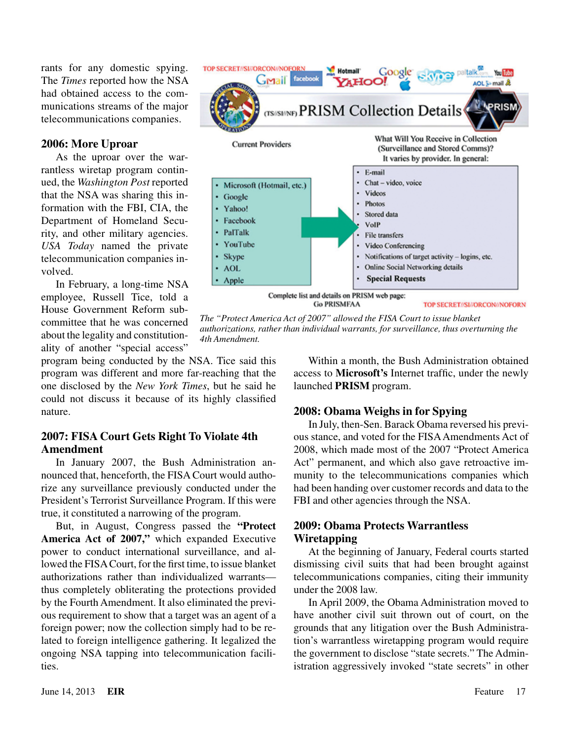rants for any domestic spying. The *Times* reported how the NSA had obtained access to the communications streams of the major telecommunications companies.

## 2006: More Uproar

As the uproar over the warrantless wiretap program continued, the *Washington Post* reported that the NSA was sharing this information with the FBI, CIA, the Department of Homeland Security, and other military agencies. *USA Today* named the private telecommunication companies involved.

In February, a long-time NSA employee, Russell Tice, told a House Government Reform subcommittee that he was concerned about the legality and constitutionality of another "special access" program being conducted by the NSA. Tice said this program was different and more far-reaching that the one disclosed by the *New York Times*, but he said he could not discuss it because of its highly classified nature.

*The "Protect America Act of 2007" allowed the FISA Court to issue blanket authorizations, rather than individual warrants, for surveillance, thus overturning the 4th Amendment.*

## 2007: FISA Court Gets Right To Violate 4th Amendment

In January 2007, the Bush Administration announced that, henceforth, the FISA Court would authorize any surveillance previously conducted under the President's Terrorist Surveillance Program. If this were true, it constituted a narrowing of the program.

But, in August, Congress passed the **"Protect America Act of 2007,"** which expanded Executive power to conduct international surveillance, and allowed the FISA Court, for the first time, to issue blanket authorizations rather than individualized warrants—thus completely obliterating the protections provided by the Fourth Amendment. It also eliminated the previous requirement to show that a target was an agent of a foreign power; now the collection simply had to be related to foreign intelligence gathering. It legalized the ongoing NSA tapping into telecommunication facilities.

Within a month, the Bush Administration obtained access to **Microsoft's** Internet traffic, under the newly launched **PRISM** program.

## 2008: Obama Weighs in for Spying

In July, then-Sen. Barack Obama reversed his previous stance, and voted for the FISA Amendments Act of 2008, which made most of the 2007 "Protect America Act" permanent, and which also gave retroactive immunity to the telecommunications companies which had been handing over customer records and data to the FBI and other agencies through the NSA.

## 2009: Obama Protects Warrantless Wiretapping

At the beginning of January, Federal courts started dismissing civil suits that had been brought against telecommunications companies, citing their immunity under the 2008 law.

In April 2009, the Obama Administration moved to have another civil suit thrown out of court, on the grounds that any litigation over the Bush Administration's warrantless wiretapping program would require the government to disclose "state secrets." The Administration aggressively invoked "state secrets" in other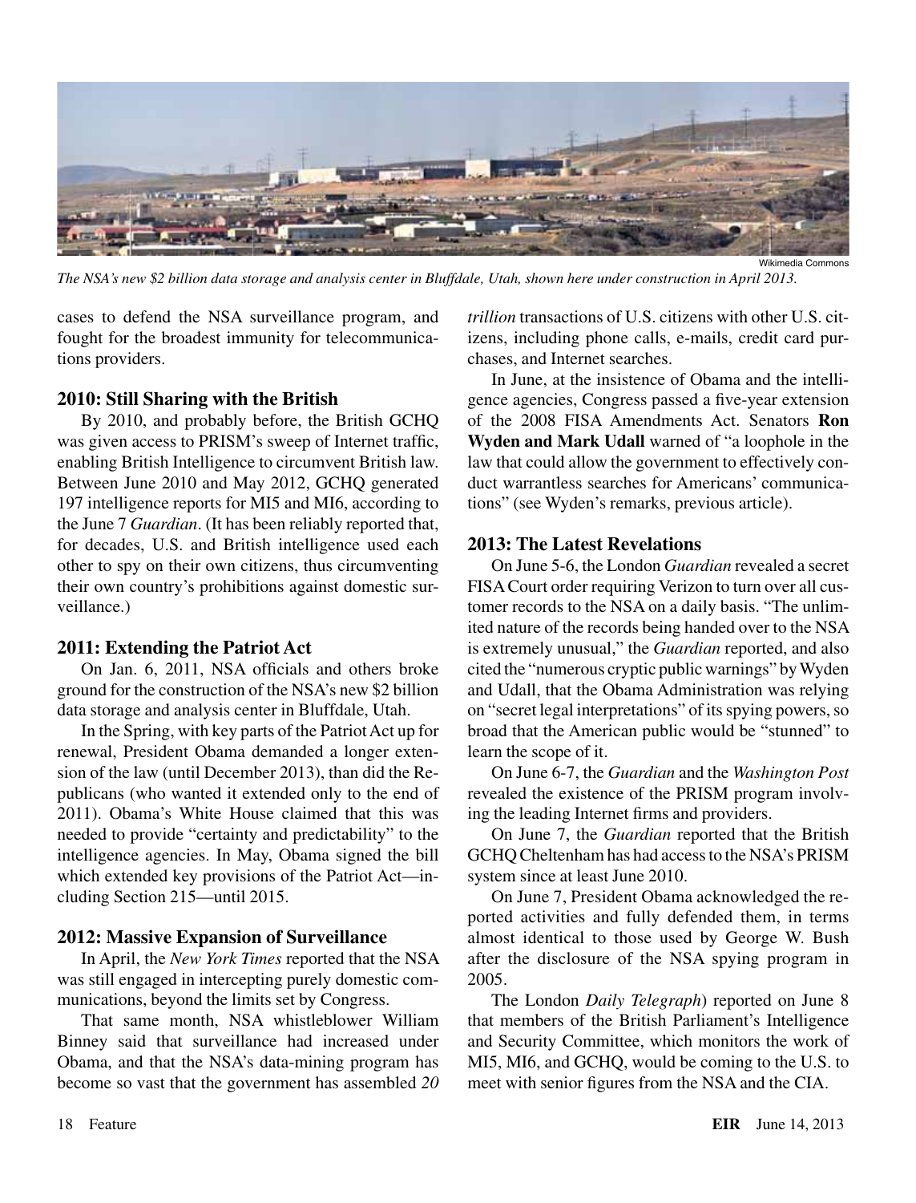Wikimedia Commons

*The NSA's new $2 billion data storage and analysis center in Bluffdale, Utah, shown here under construction in April 2013.*

cases to defend the NSA surveillance program, and fought for the broadest immunity for telecommunications providers.

## 2010: Still Sharing with the British

By 2010, and probably before, the British GCHQ was given access to PRISM's sweep of Internet traffic, enabling British Intelligence to circumvent British law. Between June 2010 and May 2012, GCHQ generated 197 intelligence reports for MI5 and MI6, according to the June 7 *Guardian*. (It has been reliably reported that, for decades, U.S. and British intelligence used each other to spy on their own citizens, thus circumventing their own country's prohibitions against domestic surveillance.)

## 2011: Extending the Patriot Act

On Jan. 6, 2011, NSA officials and others broke ground for the construction of the NSA's new $2 billion data storage and analysis center in Bluffdale, Utah.

In the Spring, with key parts of the Patriot Act up for renewal, President Obama demanded a longer extension of the law (until December 2013), than did the Republicans (who wanted it extended only to the end of 2011). Obama's White House claimed that this was needed to provide "certainty and predictability" to the intelligence agencies. In May, Obama signed the bill which extended key provisions of the Patriot Act—including Section 215—until 2015.

## 2012: Massive Expansion of Surveillance

In April, the *New York Times* reported that the NSA was still engaged in intercepting purely domestic communications, beyond the limits set by Congress.

That same month, NSA whistleblower William Binney said that surveillance had increased under Obama, and that the NSA's data-mining program has become so vast that the government has assembled *20 trillion* transactions of U.S. citizens with other U.S. citizens, including phone calls, e-mails, credit card purchases, and Internet searches.

In June, at the insistence of Obama and the intelligence agencies, Congress passed a five-year extension of the 2008 FISA Amendments Act. Senators **Ron Wyden and Mark Udall** warned of "a loophole in the law that could allow the government to effectively conduct warrantless searches for Americans' communications" (see Wyden's remarks, previous article).

## 2013: The Latest Revelations

On June 5-6, the London *Guardian* revealed a secret FISA Court order requiring Verizon to turn over all customer records to the NSA on a daily basis. "The unlimited nature of the records being handed over to the NSA is extremely unusual," the *Guardian* reported, and also cited the "numerous cryptic public warnings" by Wyden and Udall, that the Obama Administration was relying on "secret legal interpretations" of its spying powers, so broad that the American public would be "stunned" to learn the scope of it.

On June 6-7, the *Guardian* and the *Washington Post* revealed the existence of the PRISM program involving the leading Internet firms and providers.

On June 7, the *Guardian* reported that the British GCHQ Cheltenham has had access to the NSA's PRISM system since at least June 2010.

On June 7, President Obama acknowledged the reported activities and fully defended them, in terms almost identical to those used by George W. Bush after the disclosure of the NSA spying program in 2005.

The London *Daily Telegraph*) reported on June 8 that members of the British Parliament's Intelligence and Security Committee, which monitors the work of MI5, MI6, and GCHQ, would be coming to the U.S. to meet with senior figures from the NSA and the CIA.